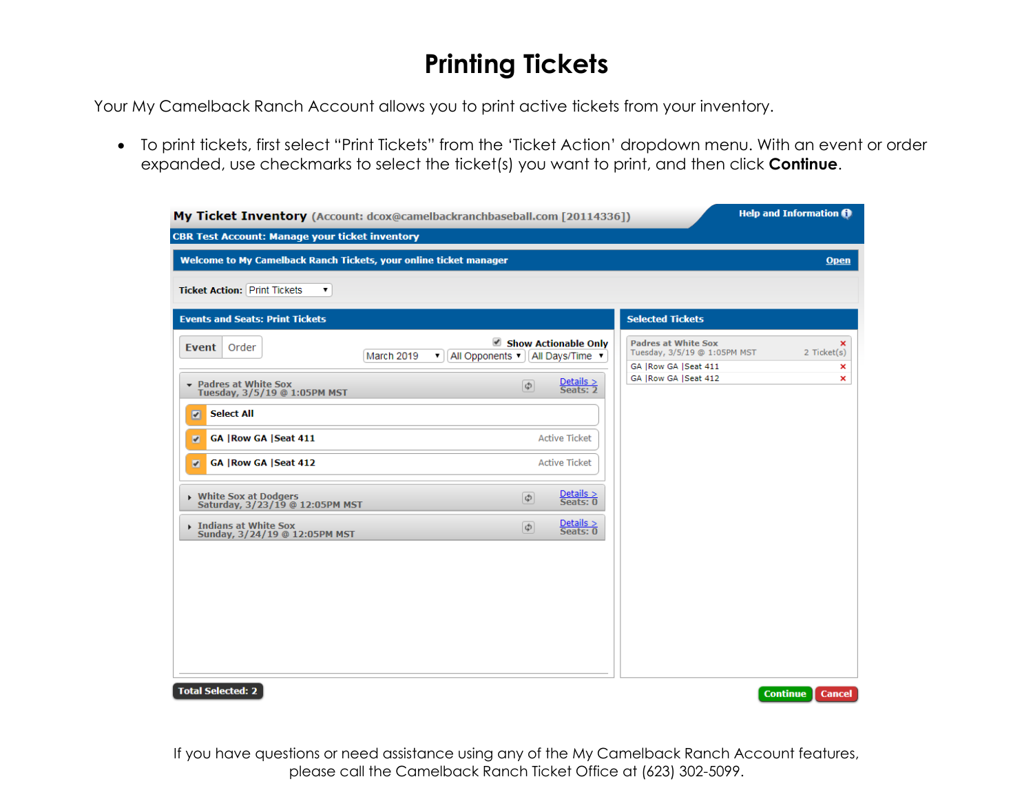# Printing Tickets

Your My Camelback Ranch Account allows you to print active tickets from your inventory.

- To print tickets, first select "Print Tickets" from the 'Ticket Action' dropdown menu. With an event or order expanded, use checkmarks to select the ticket(s) you want to print, and then click **Continue**.

If you have questions or need assistance using any of the My Camelback Ranch Account features, please call the Camelback Ranch Ticket Office at (623) 302-5099.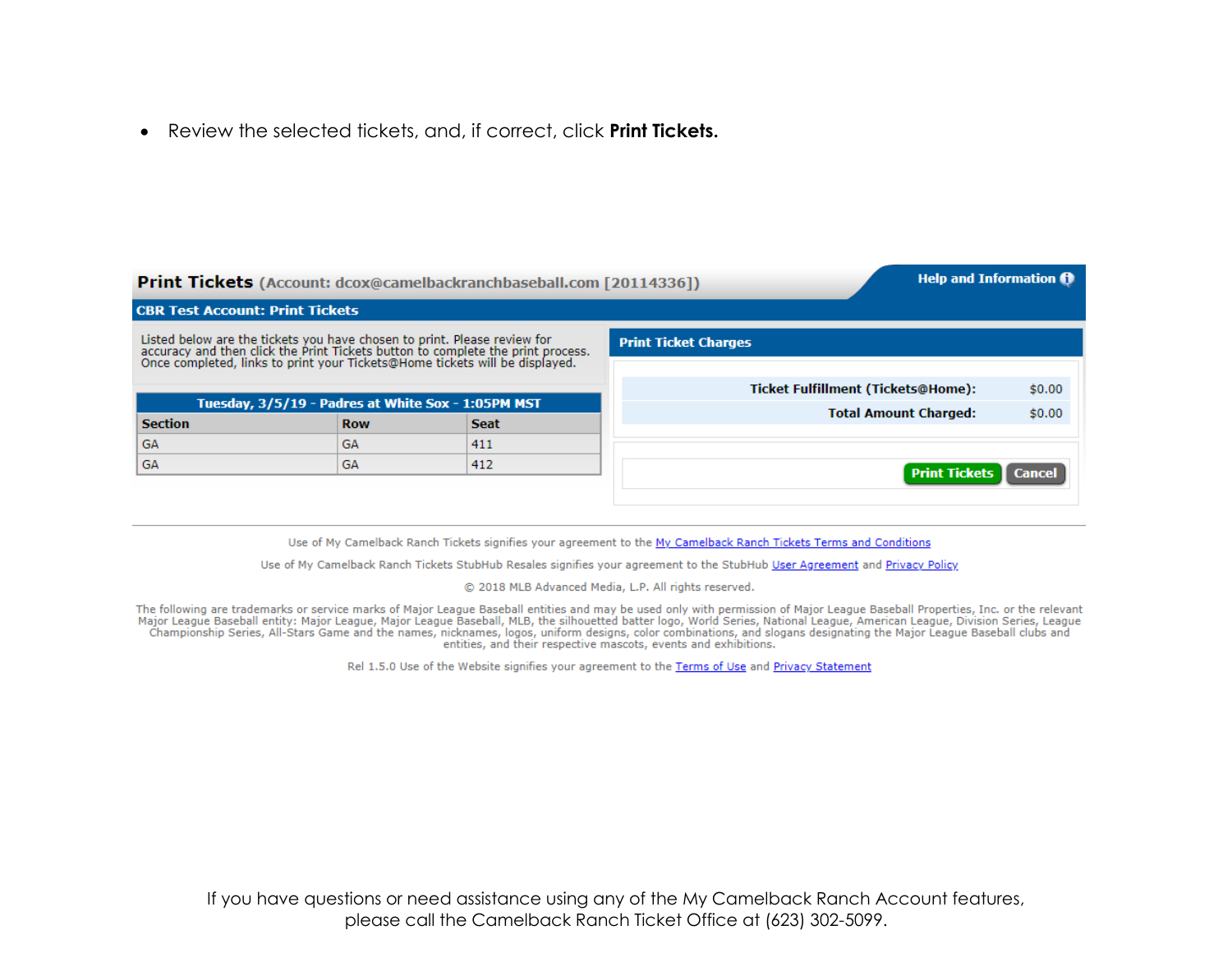- Review the selected tickets, and, if correct, click **Print Tickets.**

**Print Tickets** (Account: dcox@camelbackranchbaseball.com [20114336])

Help and Information

**CBR Test Account: Print Tickets**

Listed below are the tickets you have chosen to print. Please review for accuracy and then click the Print Tickets button to complete the print process. Once completed, links to print your Tickets@Home tickets will be displayed.

| Tuesday, 3/5/19 - Padres at White Sox - 1:05PM MST | | |
|---|---|---|
| **Section** | **Row** | **Seat** |
| GA | GA | 411 |
| GA | GA | 412 |

**Print Ticket Charges**

| | |
|---|---|
| **Ticket Fulfillment (Tickets@Home):** | $0.00 |
| **Total Amount Charged:** | $0.00 |

Print Tickets | Cancel

Use of My Camelback Ranch Tickets signifies your agreement to the My Camelback Ranch Tickets Terms and Conditions

Use of My Camelback Ranch Tickets StubHub Resales signifies your agreement to the StubHub User Agreement and Privacy Policy

© 2018 MLB Advanced Media, L.P. All rights reserved.

The following are trademarks or service marks of Major League Baseball entities and may be used only with permission of Major League Baseball Properties, Inc. or the relevant Major League Baseball entity: Major League, Major League Baseball, MLB, the silhouetted batter logo, World Series, National League, American League, Division Series, League Championship Series, All-Stars Game and the names, nicknames, logos, uniform designs, color combinations, and slogans designating the Major League Baseball clubs and entities, and their respective mascots, events and exhibitions.

Rel 1.5.0 Use of the Website signifies your agreement to the Terms of Use and Privacy Statement

If you have questions or need assistance using any of the My Camelback Ranch Account features, please call the Camelback Ranch Ticket Office at (623) 302-5099.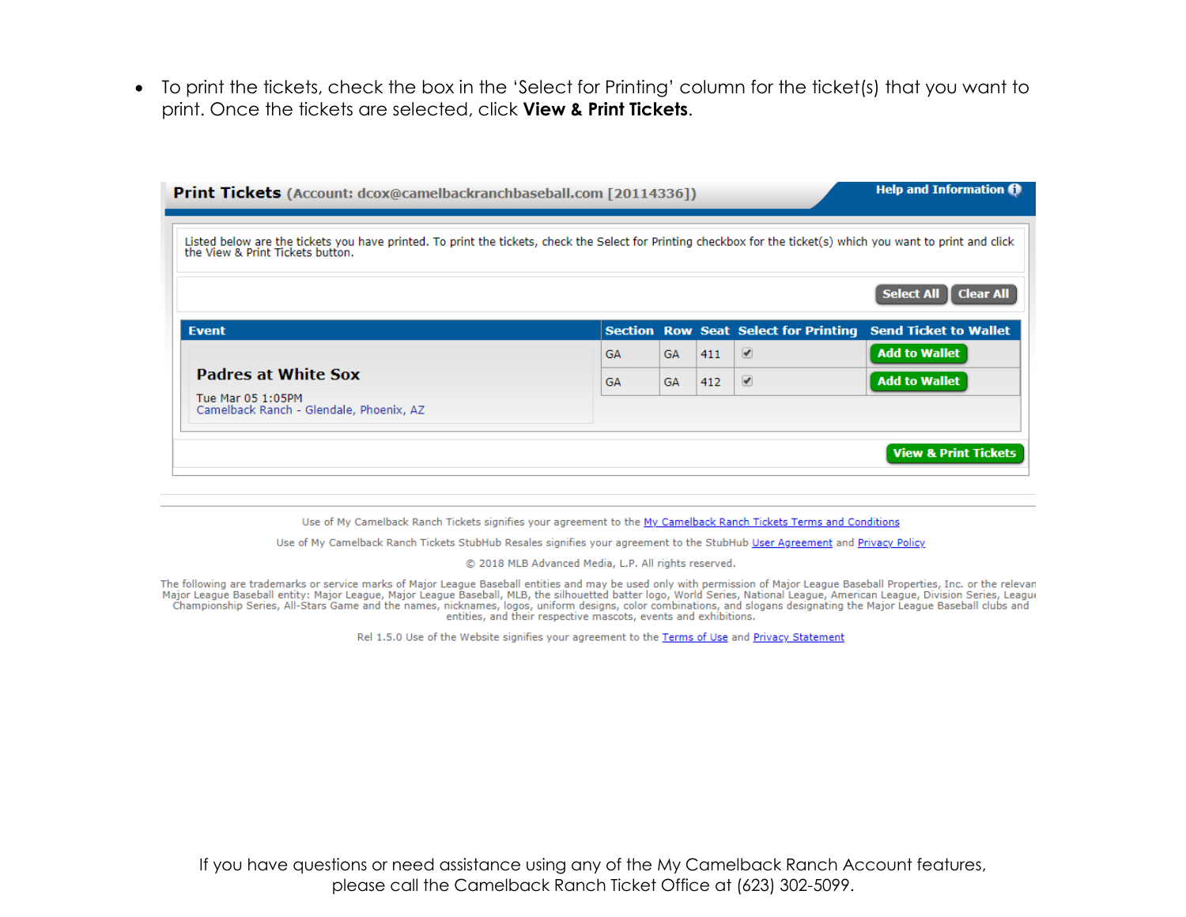- To print the tickets, check the box in the 'Select for Printing' column for the ticket(s) that you want to print. Once the tickets are selected, click **View & Print Tickets**.

**Print Tickets** (Account: dcox@camelbackranchbaseball.com [20114336])

Help and Information

Listed below are the tickets you have printed. To print the tickets, check the Select for Printing checkbox for the ticket(s) which you want to print and click the View & Print Tickets button.

Select All | Clear All

| Event | Section | Row | Seat | Select for Printing | Send Ticket to Wallet |
|---|---|---|---|---|---|
| **Padres at White Sox**<br>Tue Mar 05 1:05PM<br>Camelback Ranch - Glendale, Phoenix, AZ | GA | GA | 411 | ✔ | Add to Wallet |
| | GA | GA | 412 | ✔ | Add to Wallet |

View & Print Tickets

Use of My Camelback Ranch Tickets signifies your agreement to the My Camelback Ranch Tickets Terms and Conditions

Use of My Camelback Ranch Tickets StubHub Resales signifies your agreement to the StubHub User Agreement and Privacy Policy

© 2018 MLB Advanced Media, L.P. All rights reserved.

The following are trademarks or service marks of Major League Baseball entities and may be used only with permission of Major League Baseball Properties, Inc. or the relevan Major League Baseball entity: Major League, Major League Baseball, MLB, the silhouetted batter logo, World Series, National League, American League, Division Series, Leagu Championship Series, All-Stars Game and the names, nicknames, logos, uniform designs, color combinations, and slogans designating the Major League Baseball clubs and entities, and their respective mascots, events and exhibitions.

Rel 1.5.0 Use of the Website signifies your agreement to the Terms of Use and Privacy Statement

If you have questions or need assistance using any of the My Camelback Ranch Account features, please call the Camelback Ranch Ticket Office at (623) 302-5099.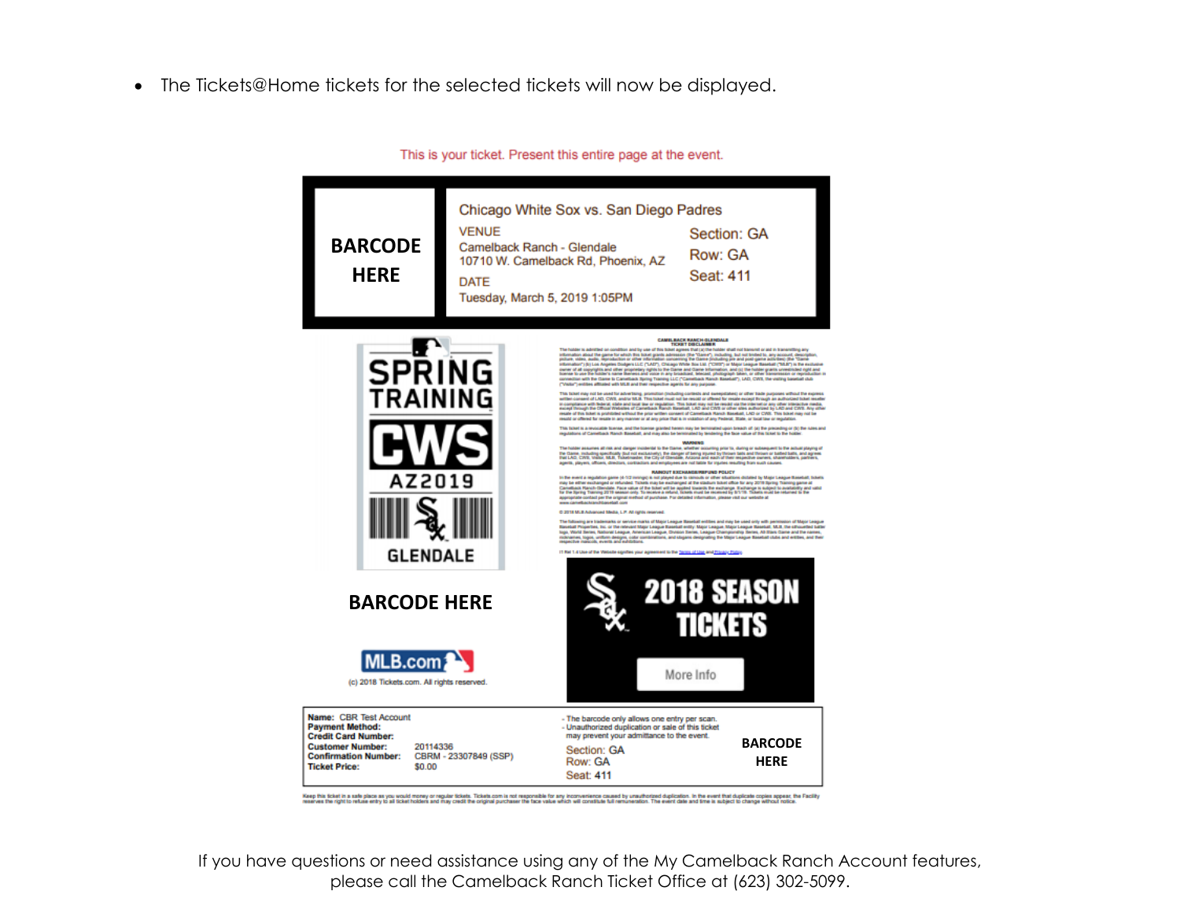- The Tickets@Home tickets for the selected tickets will now be displayed.

This is your ticket. Present this entire page at the event.

| | |
|---|---|
| BARCODE HERE | Chicago White Sox vs. San Diego Padres<br>VENUE<br>Camelback Ranch - Glendale<br>10710 W. Camelback Rd, Phoenix, AZ<br>DATE<br>Tuesday, March 5, 2019 1:05PM<br>Section: GA<br>Row: GA<br>Seat: 411 |

SPRING TRAINING
CWS
AZ2019
GLENDALE

BARCODE HERE

MLB.com

(c) 2018 Tickets.com. All rights reserved.

2018 SEASON TICKETS

More Info

**Name:** CBR Test Account
**Payment Method:**
**Credit Card Number:**
**Customer Number:** 20114336
**Confirmation Number:** CBRM - 23307849 (SSP)
**Ticket Price:** $0.00

- The barcode only allows one entry per scan.
- Unauthorized duplication or sale of this ticket may prevent your admittance to the event.

Section: GA
Row: GA
Seat: 411

BARCODE HERE

If you have questions or need assistance using any of the My Camelback Ranch Account features, please call the Camelback Ranch Ticket Office at (623) 302-5099.